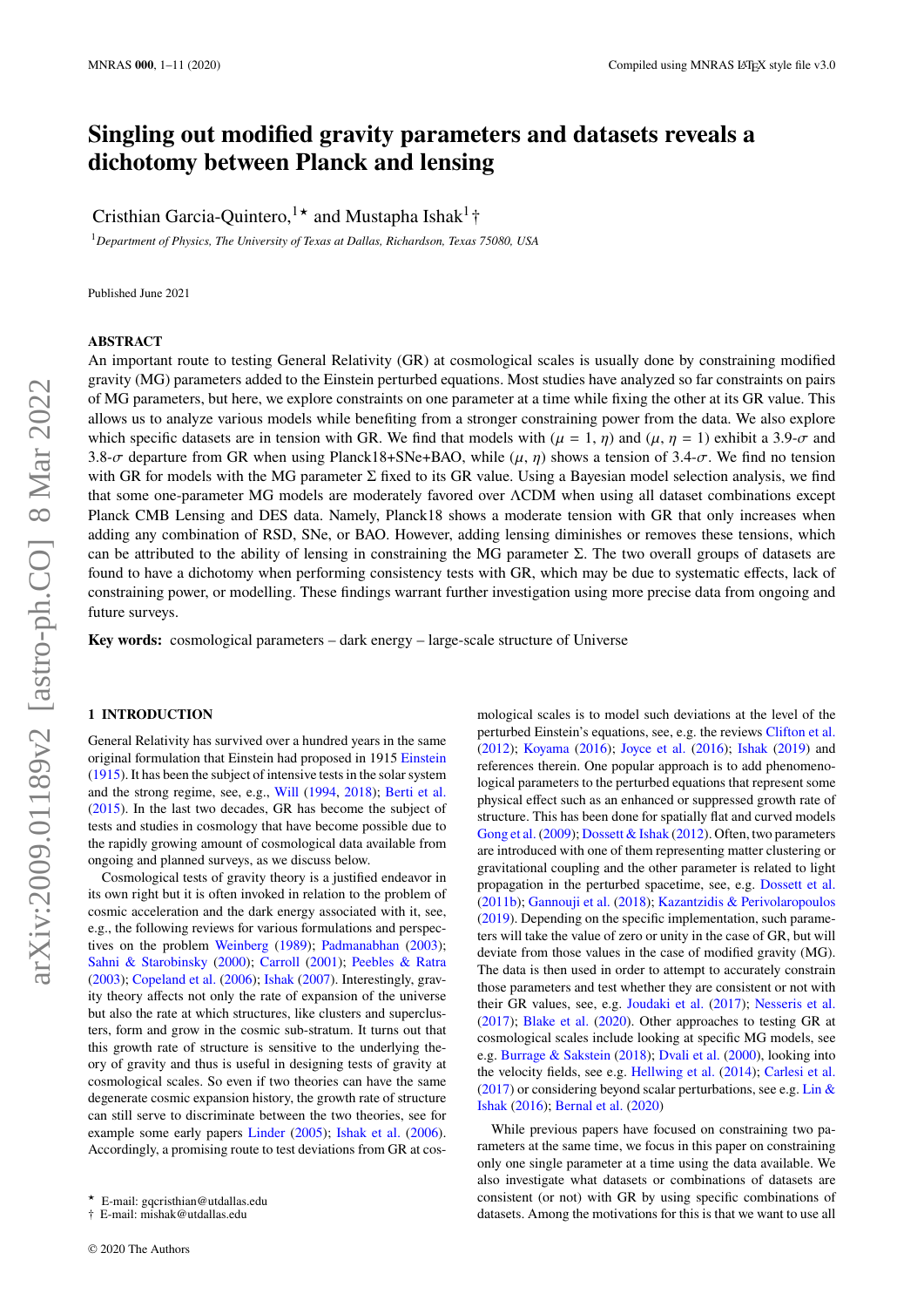# Singling out modified gravity parameters and datasets reveals a dichotomy between Planck and lensing

Cristhian Garcia-Quintero,[1⋆] and Mustapha Ishak[1†]

[1]*Department of Physics, The University of Texas at Dallas, Richardson, Texas 75080, USA*

Published June 2021

## ABSTRACT

An important route to testing General Relativity (GR) at cosmological scales is usually done by constraining modified gravity (MG) parameters added to the Einstein perturbed equations. Most studies have analyzed so far constraints on pairs of MG parameters, but here, we explore constraints on one parameter at a time while fixing the other at its GR value. This allows us to analyze various models while benefiting from a stronger constraining power from the data. We also explore which specific datasets are in tension with GR. We find that models with ($\mu = 1$, $\eta$) and ($\mu$, $\eta = 1$) exhibit a 3.9-$\sigma$ and 3.8-$\sigma$ departure from GR when using Planck18+SNe+BAO, while ($\mu$, $\eta$) shows a tension of 3.4-$\sigma$. We find no tension with GR for models with the MG parameter $\Sigma$ fixed to its GR value. Using a Bayesian model selection analysis, we find that some one-parameter MG models are moderately favored over $\Lambda$CDM when using all dataset combinations except Planck CMB Lensing and DES data. Namely, Planck18 shows a moderate tension with GR that only increases when adding any combination of RSD, SNe, or BAO. However, adding lensing diminishes or removes these tensions, which can be attributed to the ability of lensing in constraining the MG parameter $\Sigma$. The two overall groups of datasets are found to have a dichotomy when performing consistency tests with GR, which may be due to systematic effects, lack of constraining power, or modelling. These findings warrant further investigation using more precise data from ongoing and future surveys.

**Key words:** cosmological parameters – dark energy – large-scale structure of Universe

## 1 INTRODUCTION

General Relativity has survived over a hundred years in the same original formulation that Einstein had proposed in 1915 Einstein (1915). It has been the subject of intensive tests in the solar system and the strong regime, see, e.g., Will (1994, 2018); Berti et al. (2015). In the last two decades, GR has become the subject of tests and studies in cosmology that have become possible due to the rapidly growing amount of cosmological data available from ongoing and planned surveys, as we discuss below.

Cosmological tests of gravity theory is a justified endeavor in its own right but it is often invoked in relation to the problem of cosmic acceleration and the dark energy associated with it, see, e.g., the following reviews for various formulations and perspectives on the problem Weinberg (1989); Padmanabhan (2003); Sahni & Starobinsky (2000); Carroll (2001); Peebles & Ratra (2003); Copeland et al. (2006); Ishak (2007). Interestingly, gravity theory affects not only the rate of expansion of the universe but also the rate at which structures, like clusters and superclusters, form and grow in the cosmic sub-stratum. It turns out that this growth rate of structure is sensitive to the underlying theory of gravity and thus is useful in designing tests of gravity at cosmological scales. So even if two theories can have the same degenerate cosmic expansion history, the growth rate of structure can still serve to discriminate between the two theories, see for example some early papers Linder (2005); Ishak et al. (2006). Accordingly, a promising route to test deviations from GR at cosmological scales is to model such deviations at the level of the perturbed Einstein's equations, see, e.g. the reviews Clifton et al. (2012); Koyama (2016); Joyce et al. (2016); Ishak (2019) and references therein. One popular approach is to add phenomenological parameters to the perturbed equations that represent some physical effect such as an enhanced or suppressed growth rate of structure. This has been done for spatially flat and curved models Gong et al. (2009); Dossett & Ishak (2012). Often, two parameters are introduced with one of them representing matter clustering or gravitational coupling and the other parameter is related to light propagation in the perturbed spacetime, see, e.g. Dossett et al. (2011b); Gannouji et al. (2018); Kazantzidis & Perivolaropoulos (2019). Depending on the specific implementation, such parameters will take the value of zero or unity in the case of GR, but will deviate from those values in the case of modified gravity (MG). The data is then used in order to attempt to accurately constrain those parameters and test whether they are consistent or not with their GR values, see, e.g. Joudaki et al. (2017); Nesseris et al. (2017); Blake et al. (2020). Other approaches to testing GR at cosmological scales include looking at specific MG models, see e.g. Burrage & Sakstein (2018); Dvali et al. (2000), looking into the velocity fields, see e.g. Hellwing et al. (2014); Carlesi et al. (2017) or considering beyond scalar perturbations, see e.g. Lin & Ishak (2016); Bernal et al. (2020)

While previous papers have focused on constraining two parameters at the same time, we focus in this paper on constraining only one single parameter at a time using the data available. We also investigate what datasets or combinations of datasets are consistent (or not) with GR by using specific combinations of datasets. Among the motivations for this is that we want to use all

⋆ E-mail: gqcristhian@utdallas.edu
† E-mail: mishak@utdallas.edu

© 2020 The Authors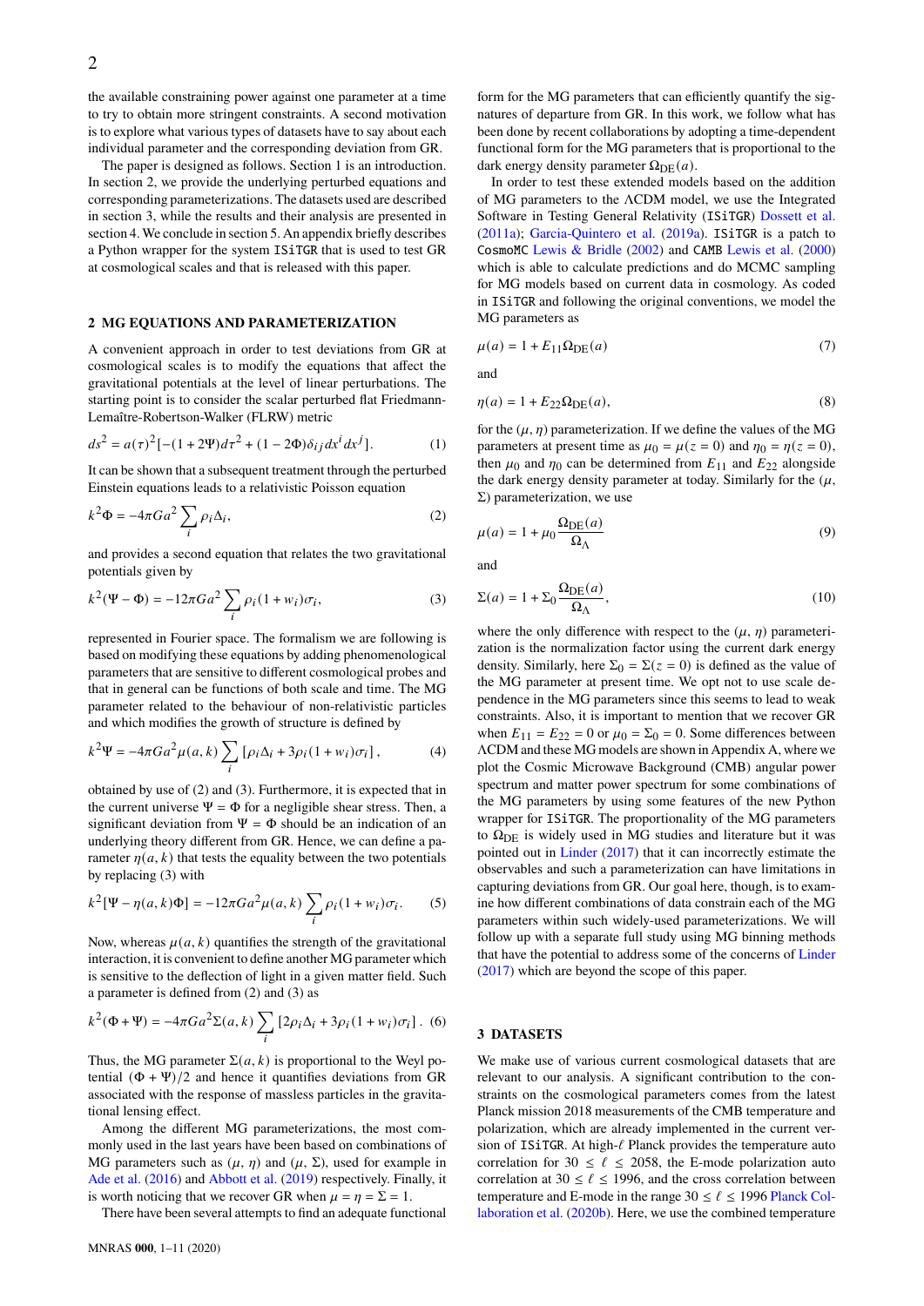the available constraining power against one parameter at a time to try to obtain more stringent constraints. A second motivation is to explore what various types of datasets have to say about each individual parameter and the corresponding deviation from GR.

The paper is designed as follows. Section 1 is an introduction. In section 2, we provide the underlying perturbed equations and corresponding parameterizations. The datasets used are described in section 3, while the results and their analysis are presented in section 4. We conclude in section 5. An appendix briefly describes a Python wrapper for the system ISiTGR that is used to test GR at cosmological scales and that is released with this paper.

## 2 MG EQUATIONS AND PARAMETERIZATION

A convenient approach in order to test deviations from GR at cosmological scales is to modify the equations that affect the gravitational potentials at the level of linear perturbations. The starting point is to consider the scalar perturbed flat Friedmann-Lemaître-Robertson-Walker (FLRW) metric

$$ds^2 = a(\tau)^2[-(1+2\Psi)d\tau^2 + (1-2\Phi)\delta_{ij}dx^i dx^j]. \quad (1)$$

It can be shown that a subsequent treatment through the perturbed Einstein equations leads to a relativistic Poisson equation

$$k^2\Phi = -4\pi G a^2 \sum_i \rho_i \Delta_i, \quad (2)$$

and provides a second equation that relates the two gravitational potentials given by

$$k^2(\Psi - \Phi) = -12\pi G a^2 \sum_i \rho_i (1+w_i)\sigma_i, \quad (3)$$

represented in Fourier space. The formalism we are following is based on modifying these equations by adding phenomenological parameters that are sensitive to different cosmological probes and that in general can be functions of both scale and time. The MG parameter related to the behaviour of non-relativistic particles and which modifies the growth of structure is defined by

$$k^2\Psi = -4\pi G a^2 \mu(a,k) \sum_i \left[\rho_i \Delta_i + 3\rho_i(1+w_i)\sigma_i\right], \quad (4)$$

obtained by use of (2) and (3). Furthermore, it is expected that in the current universe $\Psi = \Phi$ for a negligible shear stress. Then, a significant deviation from $\Psi = \Phi$ should be an indication of an underlying theory different from GR. Hence, we can define a parameter $\eta(a,k)$ that tests the equality between the two potentials by replacing (3) with

$$k^2[\Psi - \eta(a,k)\Phi] = -12\pi G a^2 \mu(a,k) \sum_i \rho_i(1+w_i)\sigma_i. \quad (5)$$

Now, whereas $\mu(a,k)$ quantifies the strength of the gravitational interaction, it is convenient to define another MG parameter which is sensitive to the deflection of light in a given matter field. Such a parameter is defined from (2) and (3) as

$$k^2(\Phi + \Psi) = -4\pi G a^2 \Sigma(a,k) \sum_i \left[2\rho_i \Delta_i + 3\rho_i(1+w_i)\sigma_i\right]. \quad (6)$$

Thus, the MG parameter $\Sigma(a,k)$ is proportional to the Weyl potential $(\Phi + \Psi)/2$ and hence it quantifies deviations from GR associated with the response of massless particles in the gravitational lensing effect.

Among the different MG parameterizations, the most commonly used in the last years have been based on combinations of MG parameters such as $(\mu, \eta)$ and $(\mu, \Sigma)$, used for example in Ade et al. (2016) and Abbott et al. (2019) respectively. Finally, it is worth noticing that we recover GR when $\mu = \eta = \Sigma = 1$.

There have been several attempts to find an adequate functional form for the MG parameters that can efficiently quantify the signatures of departure from GR. In this work, we follow what has been done by recent collaborations by adopting a time-dependent functional form for the MG parameters that is proportional to the dark energy density parameter $\Omega_{\rm DE}(a)$.

In order to test these extended models based on the addition of MG parameters to the ΛCDM model, we use the Integrated Software in Testing General Relativity (ISiTGR) Dossett et al. (2011a); Garcia-Quintero et al. (2019a). ISiTGR is a patch to CosmoMC Lewis & Bridle (2002) and CAMB Lewis et al. (2000) which is able to calculate predictions and do MCMC sampling for MG models based on current data in cosmology. As coded in ISiTGR and following the original conventions, we model the MG parameters as

$$\mu(a) = 1 + E_{11}\Omega_{\rm DE}(a) \quad (7)$$

and

$$\eta(a) = 1 + E_{22}\Omega_{\rm DE}(a), \quad (8)$$

for the $(\mu, \eta)$ parameterization. If we define the values of the MG parameters at present time as $\mu_0 = \mu(z=0)$ and $\eta_0 = \eta(z=0)$, then $\mu_0$ and $\eta_0$ can be determined from $E_{11}$ and $E_{22}$ alongside the dark energy density parameter at today. Similarly for the $(\mu, \Sigma)$ parameterization, we use

$$\mu(a) = 1 + \mu_0 \frac{\Omega_{\rm DE}(a)}{\Omega_\Lambda} \quad (9)$$

and

$$\Sigma(a) = 1 + \Sigma_0 \frac{\Omega_{\rm DE}(a)}{\Omega_\Lambda}, \quad (10)$$

where the only difference with respect to the $(\mu, \eta)$ parameterization is the normalization factor using the current dark energy density. Similarly, here $\Sigma_0 = \Sigma(z=0)$ is defined as the value of the MG parameter at present time. We opt not to use scale dependence in the MG parameters since this seems to lead to weak constraints. Also, it is important to mention that we recover GR when $E_{11} = E_{22} = 0$ or $\mu_0 = \Sigma_0 = 0$. Some differences between ΛCDM and these MG models are shown in Appendix A, where we plot the Cosmic Microwave Background (CMB) angular power spectrum and matter power spectrum for some combinations of the MG parameters by using some features of the new Python wrapper for ISiTGR. The proportionality of the MG parameters to $\Omega_{\rm DE}$ is widely used in MG studies and literature but it was pointed out in Linder (2017) that it can incorrectly estimate the observables and such a parameterization can have limitations in capturing deviations from GR. Our goal here, though, is to examine how different combinations of data constrain each of the MG parameters within such widely-used parameterizations. We will follow up with a separate full study using MG binning methods that have the potential to address some of the concerns of Linder (2017) which are beyond the scope of this paper.

## 3 DATASETS

We make use of various current cosmological datasets that are relevant to our analysis. A significant contribution to the constraints on the cosmological parameters comes from the latest Planck mission 2018 measurements of the CMB temperature and polarization, which are already implemented in the current version of ISiTGR. At high-$\ell$ Planck provides the temperature auto correlation for $30 \le \ell \le 2058$, the E-mode polarization auto correlation at $30 \le \ell \le 1996$, and the cross correlation between temperature and E-mode in the range $30 \le \ell \le 1996$ Planck Collaboration et al. (2020b). Here, we use the combined temperature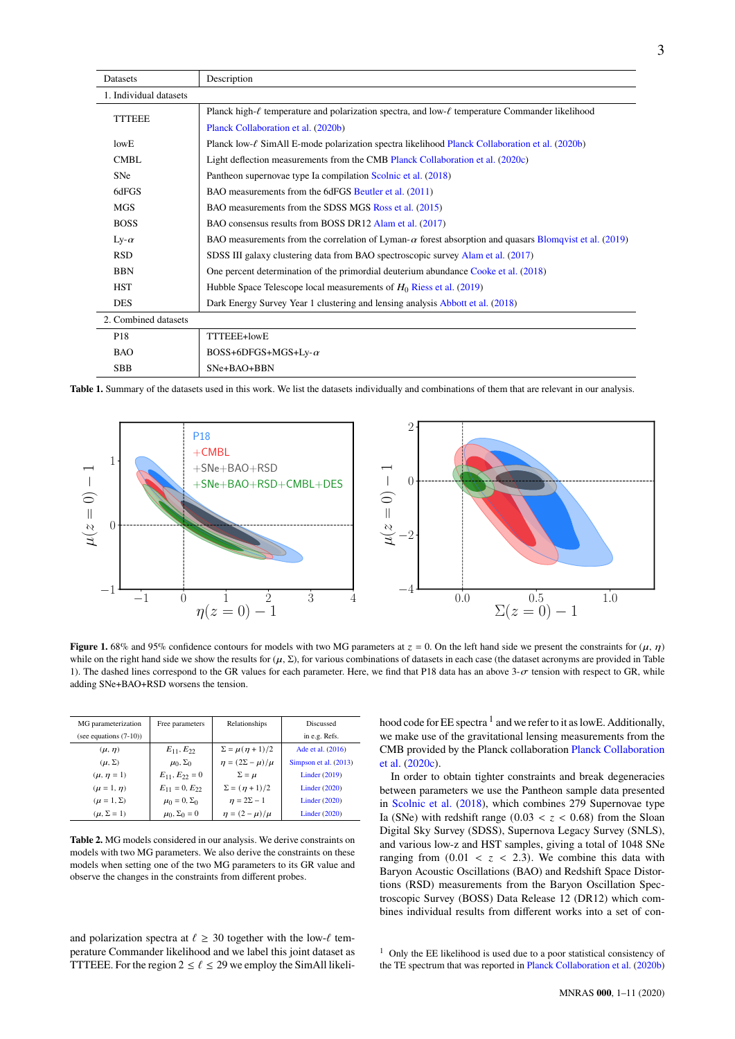| Datasets | Description |
|---|---|
| 1. Individual datasets | |
| TTTEEE | Planck high-$\ell$ temperature and polarization spectra, and low-$\ell$ temperature Commander likelihood Planck Collaboration et al. (2020b) |
| lowE | Planck low-$\ell$ SimAll E-mode polarization spectra likelihood Planck Collaboration et al. (2020b) |
| CMBL | Light deflection measurements from the CMB Planck Collaboration et al. (2020c) |
| SNe | Pantheon supernovae type Ia compilation Scolnic et al. (2018) |
| 6dFGS | BAO measurements from the 6dFGS Beutler et al. (2011) |
| MGS | BAO measurements from the SDSS MGS Ross et al. (2015) |
| BOSS | BAO consensus results from BOSS DR12 Alam et al. (2017) |
| Ly-$\alpha$ | BAO measurements from the correlation of Lyman-$\alpha$ forest absorption and quasars Blomqvist et al. (2019) |
| RSD | SDSS III galaxy clustering data from BAO spectroscopic survey Alam et al. (2017) |
| BBN | One percent determination of the primordial deuterium abundance Cooke et al. (2018) |
| HST | Hubble Space Telescope local measurements of $H_0$ Riess et al. (2019) |
| DES | Dark Energy Survey Year 1 clustering and lensing analysis Abbott et al. (2018) |
| 2. Combined datasets | |
| P18 | TTTEEE+lowE |
| BAO | BOSS+6DFGS+MGS+Ly-$\alpha$ |
| SBB | SNe+BAO+BBN |

**Table 1.** Summary of the datasets used in this work. We list the datasets individually and combinations of them that are relevant in our analysis.

**Figure 1.** 68% and 95% confidence contours for models with two MG parameters at $z = 0$. On the left hand side we present the constraints for $(\mu, \eta)$ while on the right hand side we show the results for $(\mu, \Sigma)$, for various combinations of datasets in each case (the dataset acronyms are provided in Table 1). The dashed lines correspond to the GR values for each parameter. Here, we find that P18 data has an above 3-$\sigma$ tension with respect to GR, while adding SNe+BAO+RSD worsens the tension.

| MG parameterization (see equations (7-10)) | Free parameters | Relationships | Discussed in e.g. Refs. |
|---|---|---|---|
| $(\mu, \eta)$ | $E_{11}, E_{22}$ | $\Sigma = \mu(\eta + 1)/2$ | Ade et al. (2016) |
| $(\mu, \Sigma)$ | $\mu_0, \Sigma_0$ | $\eta = (2\Sigma - \mu)/\mu$ | Simpson et al. (2013) |
| $(\mu, \eta = 1)$ | $E_{11}, E_{22} = 0$ | $\Sigma = \mu$ | Linder (2019) |
| $(\mu = 1, \eta)$ | $E_{11} = 0, E_{22}$ | $\Sigma = (\eta + 1)/2$ | Linder (2020) |
| $(\mu = 1, \Sigma)$ | $\mu_0 = 0, \Sigma_0$ | $\eta = 2\Sigma - 1$ | Linder (2020) |
| $(\mu, \Sigma = 1)$ | $\mu_0, \Sigma_0 = 0$ | $\eta = (2 - \mu)/\mu$ | Linder (2020) |

**Table 2.** MG models considered in our analysis. We derive constraints on models with two MG parameters. We also derive the constraints on these models when setting one of the two MG parameters to its GR value and observe the changes in the constraints from different probes.

and polarization spectra at $\ell \geq 30$ together with the low-$\ell$ temperature Commander likelihood and we label this joint dataset as TTTEEE. For the region $2 \leq \ell \leq 29$ we employ the SimAll likelihood code for EE spectra [1] and we refer to it as lowE. Additionally, we make use of the gravitational lensing measurements from the CMB provided by the Planck collaboration Planck Collaboration et al. (2020c).

In order to obtain tighter constraints and break degeneracies between parameters we use the Pantheon sample data presented in Scolnic et al. (2018), which combines 279 Supernovae type Ia (SNe) with redshift range $(0.03 < z < 0.68)$ from the Sloan Digital Sky Survey (SDSS), Supernova Legacy Survey (SNLS), and various low-z and HST samples, giving a total of 1048 SNe ranging from $(0.01 < z < 2.3)$. We combine this data with Baryon Acoustic Oscillations (BAO) and Redshift Space Distortions (RSD) measurements from the Baryon Oscillation Spectroscopic Survey (BOSS) Data Release 12 (DR12) which combines individual results from different works into a set of con-

[1] Only the EE likelihood is used due to a poor statistical consistency of the TE spectrum that was reported in Planck Collaboration et al. (2020b)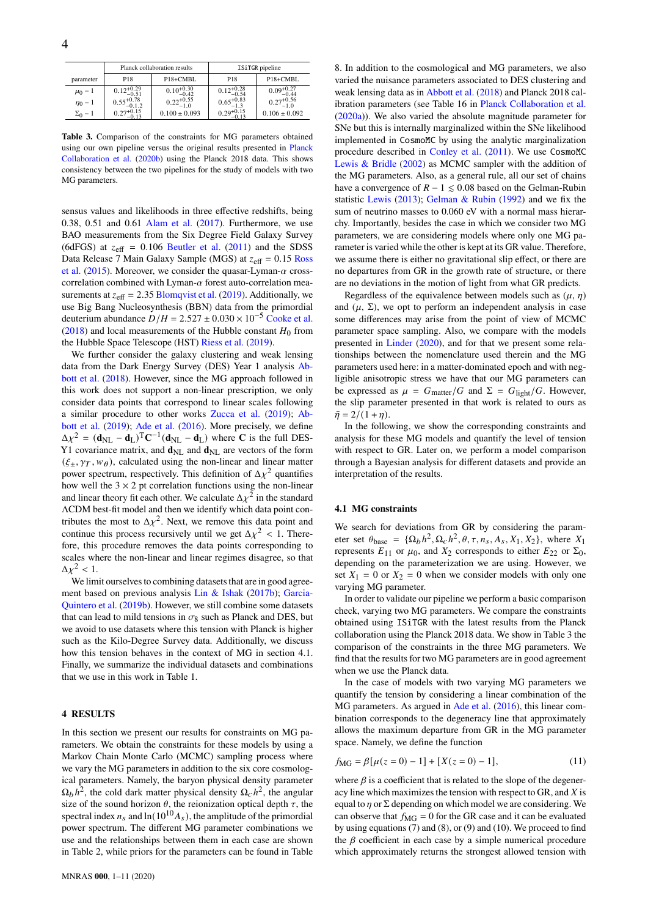| parameter | Planck collaboration results | | ISiTGR pipeline | |
|---|---|---|---|---|
| | P18 | P18+CMBL | P18 | P18+CMBL |
| $\mu_0 - 1$ | $0.12^{+0.29}_{-0.51}$ | $0.10^{+0.30}_{-0.42}$ | $0.12^{+0.28}_{-0.54}$ | $0.09^{+0.27}_{-0.44}$ |
| $\eta_0 - 1$ | $0.55^{+0.78}_{-1.2}$ | $0.22^{+0.55}_{-1.0}$ | $0.65^{+0.83}_{-1.3}$ | $0.27^{+0.56}_{-1.0}$ |
| $\Sigma_0 - 1$ | $0.27^{+0.15}_{-0.13}$ | $0.100 \pm 0.093$ | $0.29^{+0.15}_{-0.13}$ | $0.106 \pm 0.092$ |

**Table 3.** Comparison of the constraints for MG parameters obtained using our own pipeline versus the original results presented in Planck Collaboration et al. (2020b) using the Planck 2018 data. This shows consistency between the two pipelines for the study of models with two MG parameters.

sensus values and likelihoods in three effective redshifts, being 0.38, 0.51 and 0.61 Alam et al. (2017). Furthermore, we use BAO measurements from the Six Degree Field Galaxy Survey (6dFGS) at $z_{\rm eff} = 0.106$ Beutler et al. (2011) and the SDSS Data Release 7 Main Galaxy Sample (MGS) at $z_{\rm eff} = 0.15$ Ross et al. (2015). Moreover, we consider the quasar-Lyman-$\alpha$ cross-correlation combined with Lyman-$\alpha$ forest auto-correlation measurements at $z_{\rm eff} = 2.35$ Blomqvist et al. (2019). Additionally, we use Big Bang Nucleosynthesis (BBN) data from the primordial deuterium abundance $D/H = 2.527 \pm 0.030 \times 10^{-5}$ Cooke et al. (2018) and local measurements of the Hubble constant $H_0$ from the Hubble Space Telescope (HST) Riess et al. (2019).

We further consider the galaxy clustering and weak lensing data from the Dark Energy Survey (DES) Year 1 analysis Abbott et al. (2018). However, since the MG approach followed in this work does not support a non-linear prescription, we only consider data points that correspond to linear scales following a similar procedure to other works Zucca et al. (2019); Abbott et al. (2019); Ade et al. (2016). More precisely, we define $\Delta\chi^2 = (\mathbf{d}_{\rm NL} - \mathbf{d}_{\rm L})^{\rm T}\mathbf{C}^{-1}(\mathbf{d}_{\rm NL} - \mathbf{d}_{\rm L})$ where $\mathbf{C}$ is the full DES-Y1 covariance matrix, and $\mathbf{d}_{\rm NL}$ and $\mathbf{d}_{\rm NL}$ are vectors of the form $(\xi_\pm, \gamma_T, w_\theta)$, calculated using the non-linear and linear matter power spectrum, respectively. This definition of $\Delta\chi^2$ quantifies how well the $3\times2$ pt correlation functions using the non-linear and linear theory fit each other. We calculate $\Delta\chi^2$ in the standard $\Lambda$CDM best-fit model and then we identify which data point contributes the most to $\Delta\chi^2$. Next, we remove this data point and continue this process recursively until we get $\Delta\chi^2 < 1$. Therefore, this procedure removes the data points corresponding to scales where the non-linear and linear regimes disagree, so that $\Delta\chi^2 < 1$.

We limit ourselves to combining datasets that are in good agreement based on previous analysis Lin & Ishak (2017b); Garcia-Quintero et al. (2019b). However, we still combine some datasets that can lead to mild tensions in $\sigma_8$ such as Planck and DES, but we avoid to use datasets where this tension with Planck is higher such as the Kilo-Degree Survey data. Additionally, we discuss how this tension behaves in the context of MG in section 4.1. Finally, we summarize the individual datasets and combinations that we use in this work in Table 1.

## 4 RESULTS

In this section we present our results for constraints on MG parameters. We obtain the constraints for these models by using a Markov Chain Monte Carlo (MCMC) sampling process where we vary the MG parameters in addition to the six core cosmological parameters. Namely, the baryon physical density parameter $\Omega_b h^2$, the cold dark matter physical density $\Omega_c h^2$, the angular size of the sound horizon $\theta$, the reionization optical depth $\tau$, the spectral index $n_s$ and $\ln(10^{10}A_s)$, the amplitude of the primordial power spectrum. The different MG parameter combinations we use and the relationships between them in each case are shown in Table 2, while priors for the parameters can be found in Table 8. In addition to the cosmological and MG parameters, we also varied the nuisance parameters associated to DES clustering and weak lensing data as in Abbott et al. (2018) and Planck 2018 calibration parameters (see Table 16 in Planck Collaboration et al. (2020a)). We also varied the absolute magnitude parameter for SNe but this is internally marginalized within the SNe likelihood implemented in CosmoMC by using the analytic marginalization procedure described in Conley et al. (2011). We use CosmoMC Lewis & Bridle (2002) as MCMC sampler with the addition of the MG parameters. Also, as a general rule, all our set of chains have a convergence of $R - 1 \lesssim 0.08$ based on the Gelman-Rubin statistic Lewis (2013); Gelman & Rubin (1992) and we fix the sum of neutrino masses to 0.060 eV with a normal mass hierarchy. Importantly, besides the case in which we consider two MG parameters, we are considering models where only one MG parameter is varied while the other is kept at its GR value. Therefore, we assume there is either no gravitational slip effect, or there are no departures from GR in the growth rate of structure, or there are no deviations in the motion of light from what GR predicts.

Regardless of the equivalence between models such as $(\mu, \eta)$ and $(\mu, \Sigma)$, we opt to perform an independent analysis in case some differences may arise from the point of view of MCMC parameter space sampling. Also, we compare with the models presented in Linder (2020), and for that we present some relationships between the nomenclature used therein and the MG parameters used here: in a matter-dominated epoch and with negligible anisotropic stress we have that our MG parameters can be expressed as $\mu = G_{\rm matter}/G$ and $\Sigma = G_{\rm light}/G$. However, the slip parameter presented in that work is related to ours as $\bar{\eta} = 2/(1+\eta)$.

In the following, we show the corresponding constraints and analysis for these MG models and quantify the level of tension with respect to GR. Later on, we perform a model comparison through a Bayesian analysis for different datasets and provide an interpretation of the results.

### 4.1 MG constraints

We search for deviations from GR by considering the parameter set $\theta_{\rm base} = \{\Omega_b h^2, \Omega_c h^2, \theta, \tau, n_s, A_s, X_1, X_2\}$, where $X_1$ represents $E_{11}$ or $\mu_0$, and $X_2$ corresponds to either $E_{22}$ or $\Sigma_0$, depending on the parameterization we are using. However, we set $X_1 = 0$ or $X_2 = 0$ when we consider models with only one varying MG parameter.

In order to validate our pipeline we perform a basic comparison check, varying two MG parameters. We compare the constraints obtained using ISiTGR with the latest results from the Planck collaboration using the Planck 2018 data. We show in Table 3 the comparison of the constraints in the three MG parameters. We find that the results for two MG parameters are in good agreement when we use the Planck data.

In the case of models with two varying MG parameters we quantify the tension by considering a linear combination of the MG parameters. As argued in Ade et al. (2016), this linear combination corresponds to the degeneracy line that approximately allows the maximum departure from GR in the MG parameter space. Namely, we define the function

$$f_{\rm MG} = \beta[\mu(z=0) - 1] + [X(z=0) - 1], \tag{11}$$

where $\beta$ is a coefficient that is related to the slope of the degeneracy line which maximizes the tension with respect to GR, and $X$ is equal to $\eta$ or $\Sigma$ depending on which model we are considering. We can observe that $f_{\rm MG} = 0$ for the GR case and it can be evaluated by using equations (7) and (8), or (9) and (10). We proceed to find the $\beta$ coefficient in each case by a simple numerical procedure which approximately returns the strongest allowed tension with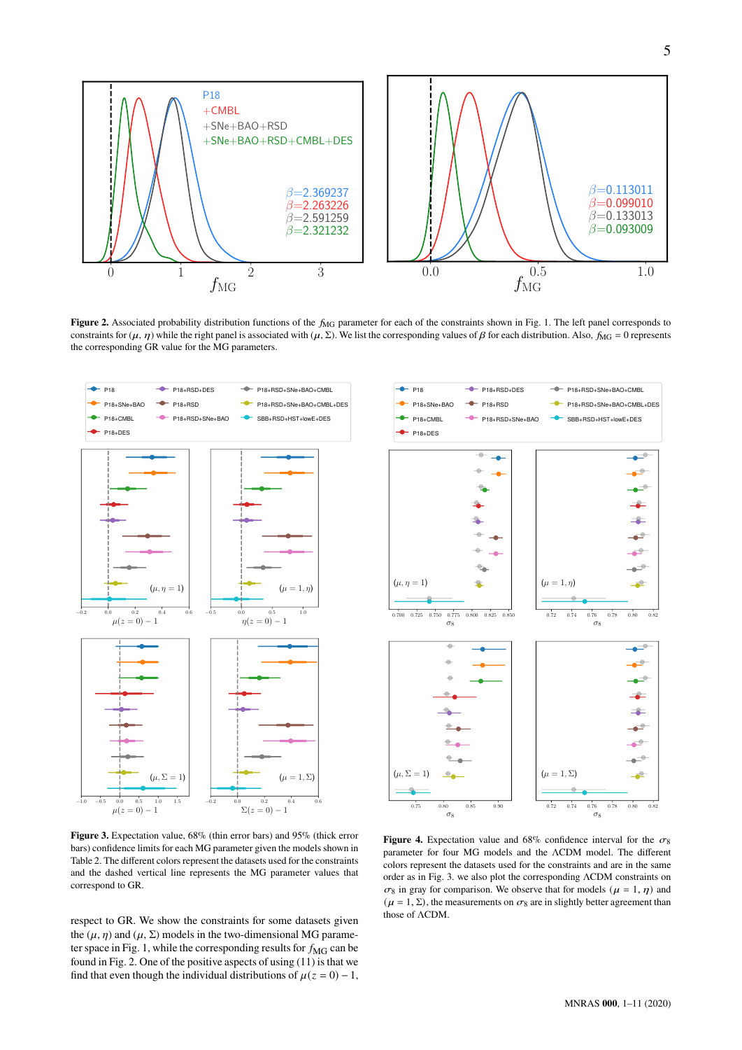**Figure 2.** Associated probability distribution functions of the $f_{\rm MG}$ parameter for each of the constraints shown in Fig. 1. The left panel corresponds to constraints for $(\mu, \eta)$ while the right panel is associated with $(\mu, \Sigma)$. We list the corresponding values of $\beta$ for each distribution. Also, $f_{\rm MG} = 0$ represents the corresponding GR value for the MG parameters.

**Figure 3.** Expectation value, 68% (thin error bars) and 95% (thick error bars) confidence limits for each MG parameter given the models shown in Table 2. The different colors represent the datasets used for the constraints and the dashed vertical line represents the MG parameter values that correspond to GR.

**Figure 4.** Expectation value and 68% confidence interval for the $\sigma_8$ parameter for four MG models and the ΛCDM model. The different colors represent the datasets used for the constraints and are in the same order as in Fig. 3. we also plot the corresponding ΛCDM constraints on $\sigma_8$ in gray for comparison. We observe that for models $(\mu = 1, \eta)$ and $(\mu = 1, \Sigma)$, the measurements on $\sigma_8$ are in slightly better agreement than those of ΛCDM.

respect to GR. We show the constraints for some datasets given the $(\mu, \eta)$ and $(\mu, \Sigma)$ models in the two-dimensional MG parameter space in Fig. 1, while the corresponding results for $f_{\rm MG}$ can be found in Fig. 2. One of the positive aspects of using (11) is that we find that even though the individual distributions of $\mu(z = 0) - 1$,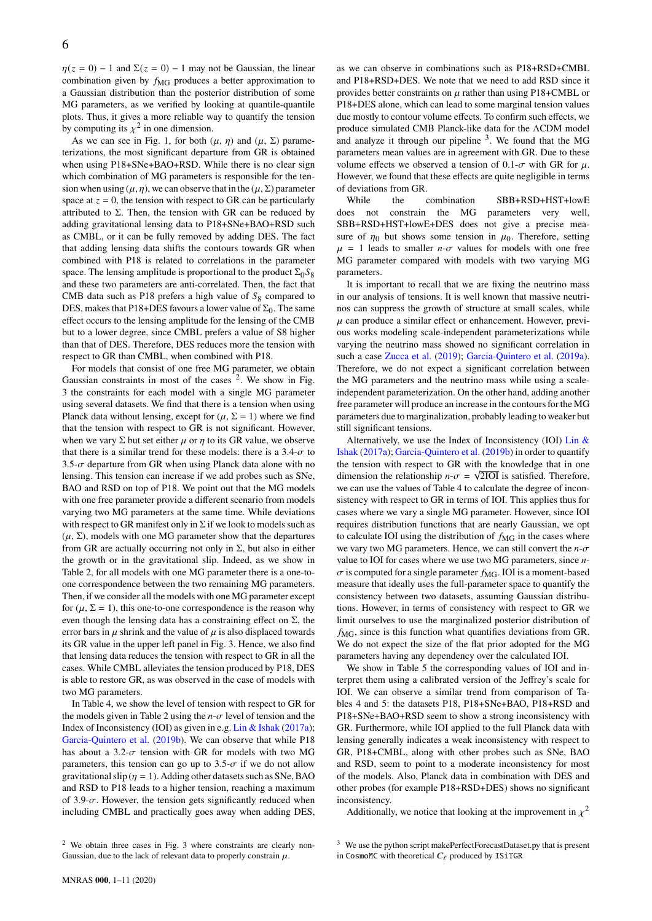$\eta(z=0)-1$ and $\Sigma(z=0)-1$ may not be Gaussian, the linear combination given by $f_{\rm MG}$ produces a better approximation to a Gaussian distribution than the posterior distribution of some MG parameters, as we verified by looking at quantile-quantile plots. Thus, it gives a more reliable way to quantify the tension by computing its $\chi^2$ in one dimension.

As we can see in Fig. 1, for both ($\mu$, $\eta$) and ($\mu$, $\Sigma$) parameterizations, the most significant departure from GR is obtained when using P18+SNe+BAO+RSD. While there is no clear sign which combination of MG parameters is responsible for the tension when using ($\mu,\eta$), we can observe that in the ($\mu,\Sigma$) parameter space at $z=0$, the tension with respect to GR can be particularly attributed to $\Sigma$. Then, the tension with GR can be reduced by adding gravitational lensing data to P18+SNe+BAO+RSD such as CMBL, or it can be fully removed by adding DES. The fact that adding lensing data shifts the contours towards GR when combined with P18 is related to correlations in the parameter space. The lensing amplitude is proportional to the product $\Sigma_0 S_8$ and these two parameters are anti-correlated. Then, the fact that CMB data such as P18 prefers a high value of $S_8$ compared to DES, makes that P18+DES favours a lower value of $\Sigma_0$. The same effect occurs to the lensing amplitude for the lensing of the CMB but to a lower degree, since CMBL prefers a value of S8 higher than that of DES. Therefore, DES reduces more the tension with respect to GR than CMBL, when combined with P18.

For models that consist of one free MG parameter, we obtain Gaussian constraints in most of the cases [2]. We show in Fig. 3 the constraints for each model with a single MG parameter using several datasets. We find that there is a tension when using Planck data without lensing, except for ($\mu$, $\Sigma=1$) where we find that the tension with respect to GR is not significant. However, when we vary $\Sigma$ but set either $\mu$ or $\eta$ to its GR value, we observe that there is a similar trend for these models: there is a 3.4-$\sigma$ to 3.5-$\sigma$ departure from GR when using Planck data alone with no lensing. This tension can increase if we add probes such as SNe, BAO and RSD on top of P18. We point out that the MG models with one free parameter provide a different scenario from models varying two MG parameters at the same time. While deviations with respect to GR manifest only in $\Sigma$ if we look to models such as ($\mu$, $\Sigma$), models with one MG parameter show that the departures from GR are actually occurring not only in $\Sigma$, but also in either the growth or in the gravitational slip. Indeed, as we show in Table 2, for all models with one MG parameter there is a one-to-one correspondence between the two remaining MG parameters. Then, if we consider all the models with one MG parameter except for ($\mu$, $\Sigma=1$), this one-to-one correspondence is the reason why even though the lensing data has a constraining effect on $\Sigma$, the error bars in $\mu$ shrink and the value of $\mu$ is also displaced towards its GR value in the upper left panel in Fig. 3. Hence, we also find that lensing data reduces the tension with respect to GR in all the cases. While CMBL alleviates the tension produced by P18, DES is able to restore GR, as was observed in the case of models with two MG parameters.

In Table 4, we show the level of tension with respect to GR for the models given in Table 2 using the $n$-$\sigma$ level of tension and the Index of Inconsistency (IOI) as given in e.g. Lin & Ishak (2017a); Garcia-Quintero et al. (2019b). We can observe that while P18 has about a 3.2-$\sigma$ tension with GR for models with two MG parameters, this tension can go up to 3.5-$\sigma$ if we do not allow gravitational slip ($\eta=1$). Adding other datasets such as SNe, BAO and RSD to P18 leads to a higher tension, reaching a maximum of 3.9-$\sigma$. However, the tension gets significantly reduced when including CMBL and practically goes away when adding DES, as we can observe in combinations such as P18+RSD+CMBL and P18+RSD+DES. We note that we need to add RSD since it provides better constraints on $\mu$ rather than using P18+CMBL or P18+DES alone, which can lead to some marginal tension values due mostly to contour volume effects. To confirm such effects, we produce simulated CMB Planck-like data for the ΛCDM model and analyze it through our pipeline [3]. We found that the MG parameters mean values are in agreement with GR. Due to these volume effects we observed a tension of 0.1-$\sigma$ with GR for $\mu$. However, we found that these effects are quite negligible in terms of deviations from GR.

While the combination SBB+RSD+HST+lowE does not constrain the MG parameters very well, SBB+RSD+HST+lowE+DES does not give a precise measure of $\eta_0$ but shows some tension in $\mu_0$. Therefore, setting $\mu=1$ leads to smaller $n$-$\sigma$ values for models with one free MG parameter compared with models with two varying MG parameters.

It is important to recall that we are fixing the neutrino mass in our analysis of tensions. It is well known that massive neutrinos can suppress the growth of structure at small scales, while $\mu$ can produce a similar effect or enhancement. However, previous works modeling scale-independent parameterizations while varying the neutrino mass showed no significant correlation in such a case Zucca et al. (2019); Garcia-Quintero et al. (2019a). Therefore, we do not expect a significant correlation between the MG parameters and the neutrino mass while using a scale-independent parameterization. On the other hand, adding another free parameter will produce an increase in the contours for the MG parameters due to marginalization, probably leading to weaker but still significant tensions.

Alternatively, we use the Index of Inconsistency (IOI) Lin & Ishak (2017a); Garcia-Quintero et al. (2019b) in order to quantify the tension with respect to GR with the knowledge that in one dimension the relationship $n\text{-}\sigma=\sqrt{2\text{IOI}}$ is satisfied. Therefore, we can use the values of Table 4 to calculate the degree of inconsistency with respect to GR in terms of IOI. This applies thus for cases where we vary a single MG parameter. However, since IOI requires distribution functions that are nearly Gaussian, we opt to calculate IOI using the distribution of $f_{\rm MG}$ in the cases where we vary two MG parameters. Hence, we can still convert the $n$-$\sigma$ value to IOI for cases where we use two MG parameters, since $n$-$\sigma$ is computed for a single parameter $f_{\rm MG}$. IOI is a moment-based measure that ideally uses the full-parameter space to quantify the consistency between two datasets, assuming Gaussian distributions. However, in terms of consistency with respect to GR we limit ourselves to use the marginalized posterior distribution of $f_{\rm MG}$, since is this function what quantifies deviations from GR. We do not expect the size of the flat prior adopted for the MG parameters having any dependency over the calculated IOI.

We show in Table 5 the corresponding values of IOI and interpret them using a calibrated version of the Jeffrey's scale for IOI. We can observe a similar trend from comparison of Tables 4 and 5: the datasets P18, P18+SNe+BAO, P18+RSD and P18+SNe+BAO+RSD seem to show a strong inconsistency with GR. Furthermore, while IOI applied to the full Planck data with lensing generally indicates a weak inconsistency with respect to GR, P18+CMBL, along with other probes such as SNe, BAO and RSD, seem to point to a moderate inconsistency for most of the models. Also, Planck data in combination with DES and other probes (for example P18+RSD+DES) shows no significant inconsistency.

Additionally, we notice that looking at the improvement in $\chi^2$

---

[2] We obtain three cases in Fig. 3 where constraints are clearly non-Gaussian, due to the lack of relevant data to properly constrain $\mu$.

[3] We use the python script makePerfectForecastDataset.py that is present in CosmoMC with theoretical $C_\ell$ produced by ISiTGR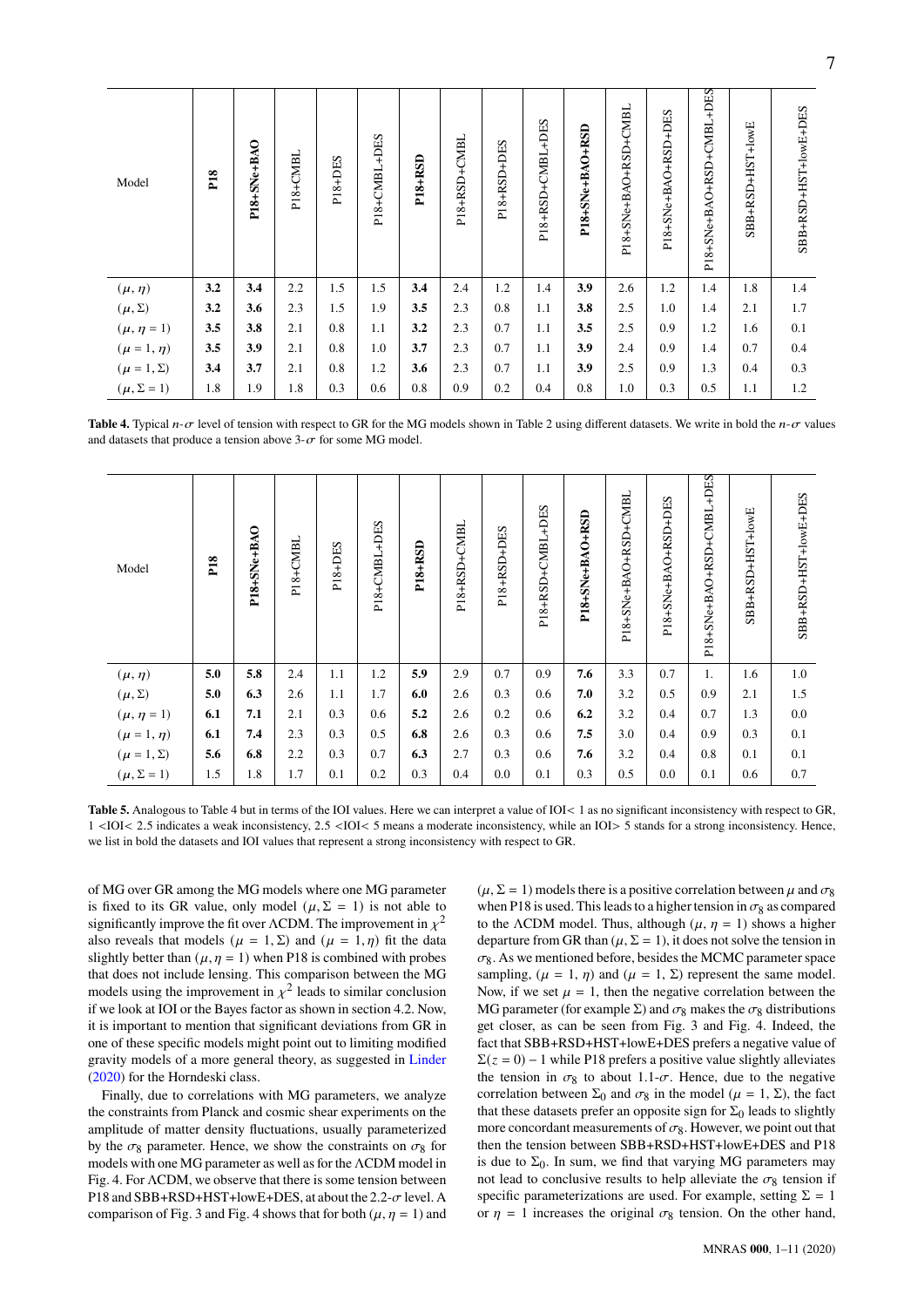| Model | **P18** | **P18+SNe+BAO** | P18+CMBL | P18+DES | P18+CMBL+DES | **P18+RSD** | P18+RSD+CMBL | P18+RSD+DES | P18+RSD+CMBL+DES | **P18+SNe+BAO+RSD** | P18+SNe+BAO+RSD+CMBL | P18+SNe+BAO+RSD+DES | P18+SNe+BAO+RSD+CMBL+DES | SBB+RSD+HST+lowE | SBB+RSD+HST+lowE+DES |
|---|---|---|---|---|---|---|---|---|---|---|---|---|---|---|---|
| $(\mu, \eta)$ | **3.2** | **3.4** | 2.2 | 1.5 | 1.5 | **3.4** | 2.4 | 1.2 | 1.4 | **3.9** | 2.6 | 1.2 | 1.4 | 1.8 | 1.4 |
| $(\mu, \Sigma)$ | **3.2** | **3.6** | 2.3 | 1.5 | 1.9 | **3.5** | 2.3 | 0.8 | 1.1 | **3.8** | 2.5 | 1.0 | 1.4 | 2.1 | 1.7 |
| $(\mu, \eta = 1)$ | **3.5** | **3.8** | 2.1 | 0.8 | 1.1 | **3.2** | 2.3 | 0.7 | 1.1 | **3.5** | 2.5 | 0.9 | 1.2 | 1.6 | 0.1 |
| $(\mu = 1, \eta)$ | **3.5** | **3.9** | 2.1 | 0.8 | 1.0 | **3.7** | 2.3 | 0.7 | 1.1 | **3.9** | 2.4 | 0.9 | 1.4 | 0.7 | 0.4 |
| $(\mu = 1, \Sigma)$ | **3.4** | **3.7** | 2.1 | 0.8 | 1.2 | **3.6** | 2.3 | 0.7 | 1.1 | **3.9** | 2.5 | 0.9 | 1.3 | 0.4 | 0.3 |
| $(\mu, \Sigma = 1)$ | 1.8 | 1.9 | 1.8 | 0.3 | 0.6 | 0.8 | 0.9 | 0.2 | 0.4 | 0.8 | 1.0 | 0.3 | 0.5 | 1.1 | 1.2 |

**Table 4.** Typical $n$-$\sigma$ level of tension with respect to GR for the MG models shown in Table 2 using different datasets. We write in bold the $n$-$\sigma$ values and datasets that produce a tension above 3-$\sigma$ for some MG model.

| Model | **P18** | **P18+SNe+BAO** | P18+CMBL | P18+DES | P18+CMBL+DES | **P18+RSD** | P18+RSD+CMBL | P18+RSD+DES | P18+RSD+CMBL+DES | **P18+SNe+BAO+RSD** | P18+SNe+BAO+RSD+CMBL | P18+SNe+BAO+RSD+DES | P18+SNe+BAO+RSD+CMBL+DES | SBB+RSD+HST+lowE | SBB+RSD+HST+lowE+DES |
|---|---|---|---|---|---|---|---|---|---|---|---|---|---|---|---|
| $(\mu, \eta)$ | **5.0** | **5.8** | 2.4 | 1.1 | 1.2 | **5.9** | 2.9 | 0.7 | 0.9 | **7.6** | 3.3 | 0.7 | 1. | 1.6 | 1.0 |
| $(\mu, \Sigma)$ | **5.0** | **6.3** | 2.6 | 1.1 | 1.7 | **6.0** | 2.6 | 0.3 | 0.6 | **7.0** | 3.2 | 0.5 | 0.9 | 2.1 | 1.5 |
| $(\mu, \eta = 1)$ | **6.1** | **7.1** | 2.1 | 0.3 | 0.6 | **5.2** | 2.6 | 0.2 | 0.6 | **6.2** | 3.2 | 0.4 | 0.7 | 1.3 | 0.0 |
| $(\mu = 1, \eta)$ | **6.1** | **7.4** | 2.3 | 0.3 | 0.5 | **6.8** | 2.6 | 0.3 | 0.6 | **7.5** | 3.0 | 0.4 | 0.9 | 0.3 | 0.1 |
| $(\mu = 1, \Sigma)$ | **5.6** | **6.8** | 2.2 | 0.3 | 0.7 | **6.3** | 2.7 | 0.3 | 0.6 | **7.6** | 3.2 | 0.4 | 0.8 | 0.1 | 0.1 |
| $(\mu, \Sigma = 1)$ | 1.5 | 1.8 | 1.7 | 0.1 | 0.2 | 0.3 | 0.4 | 0.0 | 0.1 | 0.3 | 0.5 | 0.0 | 0.1 | 0.6 | 0.7 |

**Table 5.** Analogous to Table 4 but in terms of the IOI values. Here we can interpret a value of IOI< 1 as no significant inconsistency with respect to GR, 1 <IOI< 2.5 indicates a weak inconsistency, 2.5 <IOI< 5 means a moderate inconsistency, while an IOI> 5 stands for a strong inconsistency. Hence, we list in bold the datasets and IOI values that represent a strong inconsistency with respect to GR.

of MG over GR among the MG models where one MG parameter is fixed to its GR value, only model $(\mu, \Sigma = 1)$ is not able to significantly improve the fit over ΛCDM. The improvement in $\chi^2$ also reveals that models $(\mu = 1, \Sigma)$ and $(\mu = 1, \eta)$ fit the data slightly better than $(\mu, \eta = 1)$ when P18 is combined with probes that does not include lensing. This comparison between the MG models using the improvement in $\chi^2$ leads to similar conclusion if we look at IOI or the Bayes factor as shown in section 4.2. Now, it is important to mention that significant deviations from GR in one of these specific models might point out to limiting modified gravity models of a more general theory, as suggested in Linder (2020) for the Horndeski class.

Finally, due to correlations with MG parameters, we analyze the constraints from Planck and cosmic shear experiments on the amplitude of matter density fluctuations, usually parameterized by the $\sigma_8$ parameter. Hence, we show the constraints on $\sigma_8$ for models with one MG parameter as well as for the ΛCDM model in Fig. 4. For ΛCDM, we observe that there is some tension between P18 and SBB+RSD+HST+lowE+DES, at about the 2.2-$\sigma$ level. A comparison of Fig. 3 and Fig. 4 shows that for both $(\mu, \eta = 1)$ and $(\mu, \Sigma = 1)$ models there is a positive correlation between $\mu$ and $\sigma_8$ when P18 is used. This leads to a higher tension in $\sigma_8$ as compared to the ΛCDM model. Thus, although $(\mu, \eta = 1)$ shows a higher departure from GR than $(\mu, \Sigma = 1)$, it does not solve the tension in $\sigma_8$. As we mentioned before, besides the MCMC parameter space sampling, $(\mu = 1, \eta)$ and $(\mu = 1, \Sigma)$ represent the same model. Now, if we set $\mu = 1$, then the negative correlation between the MG parameter (for example $\Sigma$) and $\sigma_8$ makes the $\sigma_8$ distributions get closer, as can be seen from Fig. 3 and Fig. 4. Indeed, the fact that SBB+RSD+HST+lowE+DES prefers a negative value of $\Sigma(z = 0) - 1$ while P18 prefers a positive value slightly alleviates the tension in $\sigma_8$ to about 1.1-$\sigma$. Hence, due to the negative correlation between $\Sigma_0$ and $\sigma_8$ in the model $(\mu = 1, \Sigma)$, the fact that these datasets prefer an opposite sign for $\Sigma_0$ leads to slightly more concordant measurements of $\sigma_8$. However, we point out that then the tension between SBB+RSD+HST+lowE+DES and P18 is due to $\Sigma_0$. In sum, we find that varying MG parameters may not lead to conclusive results to help alleviate the $\sigma_8$ tension if specific parameterizations are used. For example, setting $\Sigma = 1$ or $\eta = 1$ increases the original $\sigma_8$ tension. On the other hand,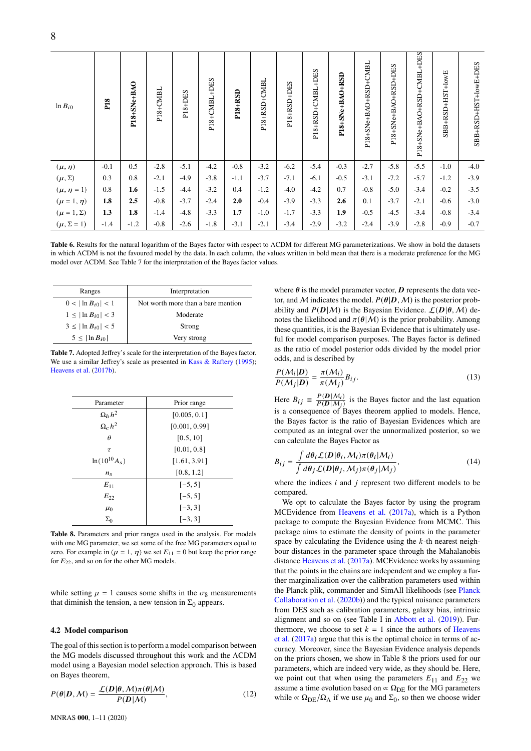| $\ln B_{i0}$ | **P18** | **P18+SNe+BAO** | P18+CMBL | P18+DES | P18+CMBL+DES | **P18+RSD** | P18+RSD+CMBL | P18+RSD+DES | P18+RSD+CMBL+DES | **P18+SNe+BAO+RSD** | P18+SNe+BAO+RSD+CMBL | P18+SNe+BAO+RSD+DES | P18+SNe+BAO+RSD+CMBL+DES | SBB+RSD+HST+lowE | SBB+RSD+HST+lowE+DES |
|---|---|---|---|---|---|---|---|---|---|---|---|---|---|---|---|
| $(\mu, \eta)$ | -0.1 | 0.5 | -2.8 | -5.1 | -4.2 | -0.8 | -3.2 | -6.2 | -5.4 | -0.3 | -2.7 | -5.8 | -5.5 | -1.0 | -4.0 |
| $(\mu, \Sigma)$ | 0.3 | 0.8 | -2.1 | -4.9 | -3.8 | -1.1 | -3.7 | -7.1 | -6.1 | -0.5 | -3.1 | -7.2 | -5.7 | -1.2 | -3.9 |
| $(\mu, \eta = 1)$ | 0.8 | **1.6** | -1.5 | -4.4 | -3.2 | 0.4 | -1.2 | -4.0 | -4.2 | 0.7 | -0.8 | -5.0 | -3.4 | -0.2 | -3.5 |
| $(\mu = 1, \eta)$ | **1.8** | **2.5** | -0.8 | -3.7 | -2.4 | **2.0** | -0.4 | -3.9 | -3.3 | **2.6** | 0.1 | -3.7 | -2.1 | -0.6 | -3.0 |
| $(\mu = 1, \Sigma)$ | **1.3** | **1.8** | -1.4 | -4.8 | -3.3 | **1.7** | -1.0 | -1.7 | -3.3 | **1.9** | -0.5 | -4.5 | -3.4 | -0.8 | -3.4 |
| $(\mu, \Sigma = 1)$ | -1.4 | -1.2 | -0.8 | -2.6 | -1.8 | -3.1 | -2.1 | -3.4 | -2.9 | -3.2 | -2.4 | -3.9 | -2.8 | -0.9 | -0.7 |

**Table 6.** Results for the natural logarithm of the Bayes factor with respect to ΛCDM for different MG parameterizations. We show in bold the datasets in which ΛCDM is not the favoured model by the data. In each column, the values written in bold mean that there is a moderate preference for the MG model over ΛCDM. See Table 7 for the interpretation of the Bayes factor values.

| Ranges | Interpretation |
|---|---|
| $0 < \lvert\ln B_{i0}\rvert < 1$ | Not worth more than a bare mention |
| $1 \leq \lvert\ln B_{i0}\rvert < 3$ | Moderate |
| $3 \leq \lvert\ln B_{i0}\rvert < 5$ | Strong |
| $5 \leq \lvert\ln B_{i0}\rvert$ | Very strong |

**Table 7.** Adopted Jeffrey's scale for the interpretation of the Bayes factor. We use a similar Jeffrey's scale as presented in Kass & Raftery (1995); Heavens et al. (2017b).

| Parameter | Prior range |
|---|---|
| $\Omega_b h^2$ | $[0.005, 0.1]$ |
| $\Omega_c h^2$ | $[0.001, 0.99]$ |
| $\theta$ | $[0.5, 10]$ |
| $\tau$ | $[0.01, 0.8]$ |
| $\ln(10^{10} A_s)$ | $[1.61, 3.91]$ |
| $n_s$ | $[0.8, 1.2]$ |
| $E_{11}$ | $[-5, 5]$ |
| $E_{22}$ | $[-5, 5]$ |
| $\mu_0$ | $[-3, 3]$ |
| $\Sigma_0$ | $[-3, 3]$ |

**Table 8.** Parameters and prior ranges used in the analysis. For models with one MG parameter, we set some of the free MG parameters equal to zero. For example in $(\mu = 1, \eta)$ we set $E_{11} = 0$ but keep the prior range for $E_{22}$, and so on for the other MG models.

while setting $\mu = 1$ causes some shifts in the $\sigma_8$ measurements that diminish the tension, a new tension in $\Sigma_0$ appears.

### 4.2 Model comparison

The goal of this section is to perform a model comparison between the MG models discussed throughout this work and the ΛCDM model using a Bayesian model selection approach. This is based on Bayes theorem,

$$P(\boldsymbol{\theta}|\boldsymbol{D}, \mathcal{M}) = \frac{\mathcal{L}(\boldsymbol{D}|\boldsymbol{\theta}, \mathcal{M})\pi(\boldsymbol{\theta}|\mathcal{M})}{P(\boldsymbol{D}|\mathcal{M})}, \tag{12}$$

where $\boldsymbol{\theta}$ is the model parameter vector, $\boldsymbol{D}$ represents the data vector, and $\mathcal{M}$ indicates the model. $P(\boldsymbol{\theta}|\boldsymbol{D}, \mathcal{M})$ is the posterior probability and $P(\boldsymbol{D}|\mathcal{M})$ is the Bayesian Evidence. $\mathcal{L}(\boldsymbol{D}|\boldsymbol{\theta}, \mathcal{M})$ denotes the likelihood and $\pi(\boldsymbol{\theta}|\mathcal{M})$ is the prior probability. Among these quantities, it is the Bayesian Evidence that is ultimately useful for model comparison purposes. The Bayes factor is defined as the ratio of model posterior odds divided by the model prior odds, and is described by

$$\frac{P(\mathcal{M}_i|\boldsymbol{D})}{P(\mathcal{M}_j|\boldsymbol{D})} = \frac{\pi(\mathcal{M}_i)}{\pi(\mathcal{M}_j)} B_{ij}. \tag{13}$$

Here $B_{ij} \equiv \frac{P(\boldsymbol{D}|\mathcal{M}_i)}{P(\boldsymbol{D}|\mathcal{M}_j)}$ is the Bayes factor and the last equation is a consequence of Bayes theorem applied to models. Hence, the Bayes factor is the ratio of Bayesian Evidences which are computed as an integral over the unnormalized posterior, so we can calculate the Bayes Factor as

$$B_{ij} = \frac{\int d\boldsymbol{\theta}_i \mathcal{L}(\boldsymbol{D}|\boldsymbol{\theta}_i, \mathcal{M}_i)\pi(\boldsymbol{\theta}_i|\mathcal{M}_i)}{\int d\boldsymbol{\theta}_j \mathcal{L}(\boldsymbol{D}|\boldsymbol{\theta}_j, \mathcal{M}_j)\pi(\boldsymbol{\theta}_j|\mathcal{M}_j)}, \tag{14}$$

where the indices $i$ and $j$ represent two different models to be compared.

We opt to calculate the Bayes factor by using the program MCEvidence from Heavens et al. (2017a), which is a Python package to compute the Bayesian Evidence from MCMC. This package aims to estimate the density of points in the parameter space by calculating the Evidence using the $k$-th nearest neighbour distances in the parameter space through the Mahalanobis distance Heavens et al. (2017a). MCEvidence works by assuming that the points in the chains are independent and we employ a further marginalization over the calibration parameters used within the Planck plik, commander and SimAll likelihoods (see Planck Collaboration et al. (2020b)) and the typical nuisance parameters from DES such as calibration parameters, galaxy bias, intrinsic alignment and so on (see Table I in Abbott et al. (2019)). Furthermore, we choose to set $k = 1$ since the authors of Heavens et al. (2017a) argue that this is the optimal choice in terms of accuracy. Moreover, since the Bayesian Evidence analysis depends on the priors chosen, we show in Table 8 the priors used for our parameters, which are indeed very wide, as they should be. Here, we point out that when using the parameters $E_{11}$ and $E_{22}$ we assume a time evolution based on $\propto \Omega_{\rm DE}$ for the MG parameters while $\propto \Omega_{\rm DE}/\Omega_\Lambda$ if we use $\mu_0$ and $\Sigma_0$, so then we choose wider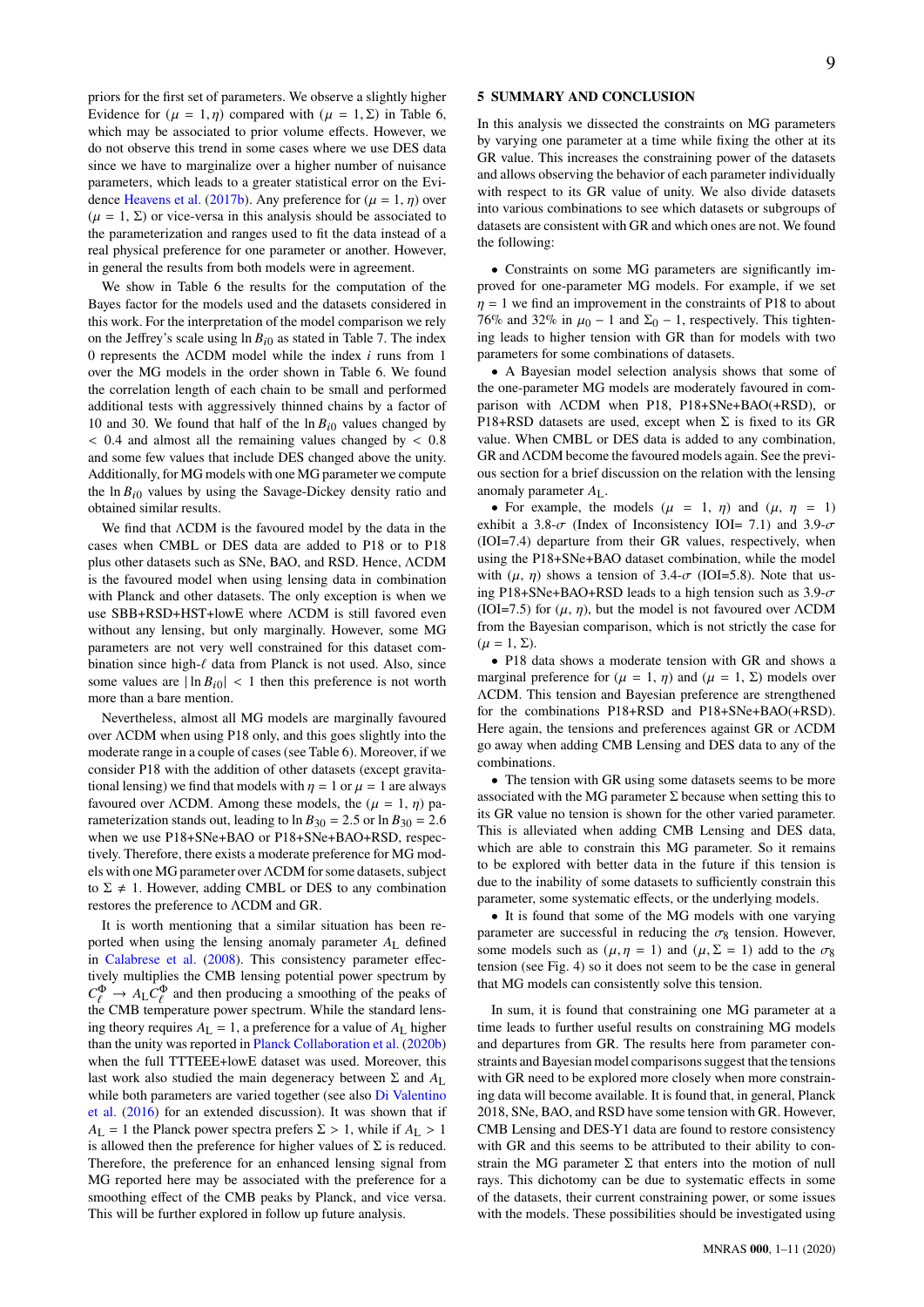priors for the first set of parameters. We observe a slightly higher Evidence for ($\mu = 1, \eta$) compared with ($\mu = 1, \Sigma$) in Table 6, which may be associated to prior volume effects. However, we do not observe this trend in some cases where we use DES data since we have to marginalize over a higher number of nuisance parameters, which leads to a greater statistical error on the Evidence Heavens et al. (2017b). Any preference for ($\mu = 1, \eta$) over ($\mu = 1, \Sigma$) or vice-versa in this analysis should be associated to the parameterization and ranges used to fit the data instead of a real physical preference for one parameter or another. However, in general the results from both models were in agreement.

We show in Table 6 the results for the computation of the Bayes factor for the models used and the datasets considered in this work. For the interpretation of the model comparison we rely on the Jeffrey's scale using $\ln B_{i0}$ as stated in Table 7. The index 0 represents the $\Lambda$CDM model while the index $i$ runs from 1 over the MG models in the order shown in Table 6. We found the correlation length of each chain to be small and performed additional tests with aggressively thinned chains by a factor of 10 and 30. We found that half of the $\ln B_{i0}$ values changed by $< 0.4$ and almost all the remaining values changed by $< 0.8$ and some few values that include DES changed above the unity. Additionally, for MG models with one MG parameter we compute the $\ln B_{i0}$ values by using the Savage-Dickey density ratio and obtained similar results.

We find that $\Lambda$CDM is the favoured model by the data in the cases when CMBL or DES data are added to P18 or to P18 plus other datasets such as SNe, BAO, and RSD. Hence, $\Lambda$CDM is the favoured model when using lensing data in combination with Planck and other datasets. The only exception is when we use SBB+RSD+HST+lowE where $\Lambda$CDM is still favored even without any lensing, but only marginally. However, some MG parameters are not very well constrained for this dataset combination since high-$\ell$ data from Planck is not used. Also, since some values are $|\ln B_{i0}| < 1$ then this preference is not worth more than a bare mention.

Nevertheless, almost all MG models are marginally favoured over $\Lambda$CDM when using P18 only, and this goes slightly into the moderate range in a couple of cases (see Table 6). Moreover, if we consider P18 with the addition of other datasets (except gravitational lensing) we find that models with $\eta = 1$ or $\mu = 1$ are always favoured over $\Lambda$CDM. Among these models, the ($\mu = 1, \eta$) parameterization stands out, leading to $\ln B_{30} = 2.5$ or $\ln B_{30} = 2.6$ when we use P18+SNe+BAO or P18+SNe+BAO+RSD, respectively. Therefore, there exists a moderate preference for MG models with one MG parameter over $\Lambda$CDM for some datasets, subject to $\Sigma \neq 1$. However, adding CMBL or DES to any combination restores the preference to $\Lambda$CDM and GR.

It is worth mentioning that a similar situation has been reported when using the lensing anomaly parameter $A_{\rm L}$ defined in Calabrese et al. (2008). This consistency parameter effectively multiplies the CMB lensing potential power spectrum by $C_\ell^\Phi \rightarrow A_{\rm L} C_\ell^\Phi$ and then producing a smoothing of the peaks of the CMB temperature power spectrum. While the standard lensing theory requires $A_{\rm L} = 1$, a preference for a value of $A_{\rm L}$ higher than the unity was reported in Planck Collaboration et al. (2020b) when the full TTTEEE+lowE dataset was used. Moreover, this last work also studied the main degeneracy between $\Sigma$ and $A_{\rm L}$ while both parameters are varied together (see also Di Valentino et al. (2016) for an extended discussion). It was shown that if $A_{\rm L} = 1$ the Planck power spectra prefers $\Sigma > 1$, while if $A_{\rm L} > 1$ is allowed then the preference for higher values of $\Sigma$ is reduced. Therefore, the preference for an enhanced lensing signal from MG reported here may be associated with the preference for a smoothing effect of the CMB peaks by Planck, and vice versa. This will be further explored in follow up future analysis.

## 5 SUMMARY AND CONCLUSION

In this analysis we dissected the constraints on MG parameters by varying one parameter at a time while fixing the other at its GR value. This increases the constraining power of the datasets and allows observing the behavior of each parameter individually with respect to its GR value of unity. We also divide datasets into various combinations to see which datasets or subgroups of datasets are consistent with GR and which ones are not. We found the following:

- Constraints on some MG parameters are significantly improved for one-parameter MG models. For example, if we set $\eta = 1$ we find an improvement in the constraints of P18 to about 76% and 32% in $\mu_0 - 1$ and $\Sigma_0 - 1$, respectively. This tightening leads to higher tension with GR than for models with two parameters for some combinations of datasets.
- A Bayesian model selection analysis shows that some of the one-parameter MG models are moderately favoured in comparison with $\Lambda$CDM when P18, P18+SNe+BAO(+RSD), or P18+RSD datasets are used, except when $\Sigma$ is fixed to its GR value. When CMBL or DES data is added to any combination, GR and $\Lambda$CDM become the favoured models again. See the previous section for a brief discussion on the relation with the lensing anomaly parameter $A_{\rm L}$.
- For example, the models ($\mu = 1, \eta$) and ($\mu, \eta = 1$) exhibit a 3.8-$\sigma$ (Index of Inconsistency IOI= 7.1) and 3.9-$\sigma$ (IOI=7.4) departure from their GR values, respectively, when using the P18+SNe+BAO dataset combination, while the model with ($\mu$, $\eta$) shows a tension of 3.4-$\sigma$ (IOI=5.8). Note that using P18+SNe+BAO+RSD leads to a high tension such as 3.9-$\sigma$ (IOI=7.5) for ($\mu$, $\eta$), but the model is not favoured over $\Lambda$CDM from the Bayesian comparison, which is not strictly the case for ($\mu = 1, \Sigma$).
- P18 data shows a moderate tension with GR and shows a marginal preference for ($\mu = 1, \eta$) and ($\mu = 1, \Sigma$) models over $\Lambda$CDM. This tension and Bayesian preference are strengthened for the combinations P18+RSD and P18+SNe+BAO(+RSD). Here again, the tensions and preferences against GR or $\Lambda$CDM go away when adding CMB Lensing and DES data to any of the combinations.
- The tension with GR using some datasets seems to be more associated with the MG parameter $\Sigma$ because when setting this to its GR value no tension is shown for the other varied parameter. This is alleviated when adding CMB Lensing and DES data, which are able to constrain this MG parameter. So it remains to be explored with better data in the future if this tension is due to the inability of some datasets to sufficiently constrain this parameter, some systematic effects, or the underlying models.
- It is found that some of the MG models with one varying parameter are successful in reducing the $\sigma_8$ tension. However, some models such as ($\mu, \eta = 1$) and ($\mu, \Sigma = 1$) add to the $\sigma_8$ tension (see Fig. 4) so it does not seem to be the case in general that MG models can consistently solve this tension.

In sum, it is found that constraining one MG parameter at a time leads to further useful results on constraining MG models and departures from GR. The results here from parameter constraints and Bayesian model comparisons suggest that the tensions with GR need to be explored more closely when more constraining data will become available. It is found that, in general, Planck 2018, SNe, BAO, and RSD have some tension with GR. However, CMB Lensing and DES-Y1 data are found to restore consistency with GR and this seems to be attributed to their ability to constrain the MG parameter $\Sigma$ that enters into the motion of null rays. This dichotomy can be due to systematic effects in some of the datasets, their current constraining power, or some issues with the models. These possibilities should be investigated using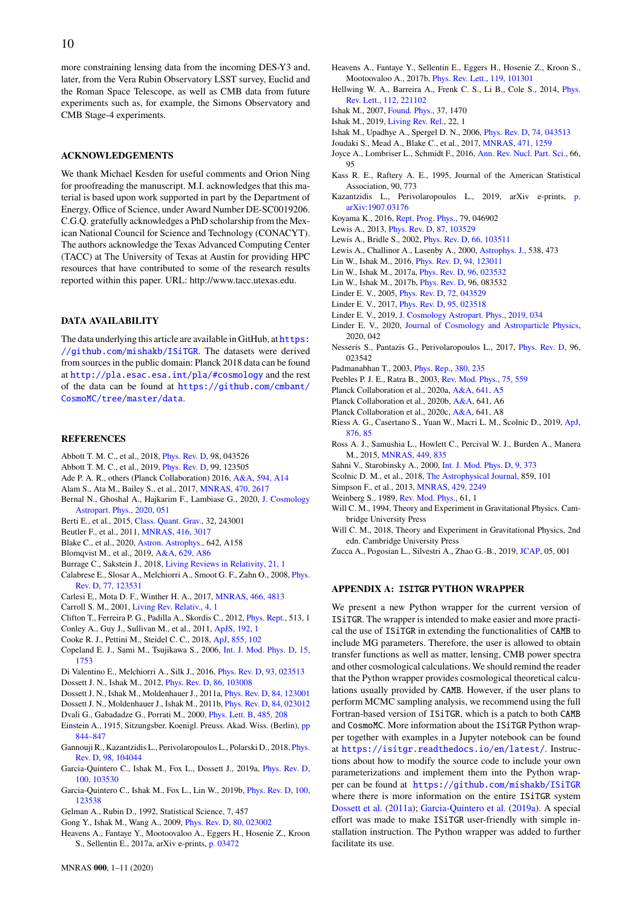more constraining lensing data from the incoming DES-Y3 and, later, from the Vera Rubin Observatory LSST survey, Euclid and the Roman Space Telescope, as well as CMB data from future experiments such as, for example, the Simons Observatory and CMB Stage-4 experiments.

## ACKNOWLEDGEMENTS

We thank Michael Kesden for useful comments and Orion Ning for proofreading the manuscript. M.I. acknowledges that this material is based upon work supported in part by the Department of Energy, Office of Science, under Award Number DE-SC0019206. C.G.Q. gratefully acknowledges a PhD scholarship from the Mexican National Council for Science and Technology (CONACYT). The authors acknowledge the Texas Advanced Computing Center (TACC) at The University of Texas at Austin for providing HPC resources that have contributed to some of the research results reported within this paper. URL: http://www.tacc.utexas.edu.

## DATA AVAILABILITY

The data underlying this article are available in GitHub, at `https://github.com/mishakb/ISiTGR`. The datasets were derived from sources in the public domain: Planck 2018 data can be found at `http://pla.esac.esa.int/pla/#cosmology` and the rest of the data can be found at `https://github.com/cmbant/CosmoMC/tree/master/data`.

## REFERENCES

Abbott T. M. C., et al., 2018, Phys. Rev. D, 98, 043526
Abbott T. M. C., et al., 2019, Phys. Rev. D, 99, 123505
Ade P. A. R., others (Planck Collaboration) 2016, A&A, 594, A14
Alam S., Ata M., Bailey S., et al., 2017, MNRAS, 470, 2617
Bernal N., Ghoshal A., Hajkarim F., Lambiase G., 2020, J. Cosmology Astropart. Phys., 2020, 051
Berti E., et al., 2015, Class. Quant. Grav., 32, 243001
Beutler F., et al., 2011, MNRAS, 416, 3017
Blake C., et al., 2020, Astron. Astrophys., 642, A158
Blomqvist M., et al., 2019, A&A, 629, A86
Burrage C., Sakstein J., 2018, Living Reviews in Relativity, 21, 1
Calabrese E., Slosar A., Melchiorri A., Smoot G. F., Zahn O., 2008, Phys. Rev. D, 77, 123531
Carlesi E., Mota D. F., Winther H. A., 2017, MNRAS, 466, 4813
Carroll S. M., 2001, Living Rev. Relativ., 4, 1
Clifton T., Ferreira P. G., Padilla A., Skordis C., 2012, Phys. Rept., 513, 1
Conley A., Guy J., Sullivan M., et al., 2011, ApJS, 192, 1
Cooke R. J., Pettini M., Steidel C. C., 2018, ApJ, 855, 102
Copeland E. J., Sami M., Tsujikawa S., 2006, Int. J. Mod. Phys. D, 15, 1753
Di Valentino E., Melchiorri A., Silk J., 2016, Phys. Rev. D, 93, 023513
Dossett J. N., Ishak M., 2012, Phys. Rev. D, 86, 103008
Dossett J. N., Ishak M., Moldenhauer J., 2011a, Phys. Rev. D, 84, 123001
Dossett J. N., Moldenhauer J., Ishak M., 2011b, Phys. Rev. D, 84, 023012
Dvali G., Gabadadze G., Porrati M., 2000, Phys. Lett. B, 485, 208
Einstein A., 1915, Sitzungsber. Koenigl. Preuss. Akad. Wiss. (Berlin), pp 844–847
Gannouji R., Kazantzidis L., Perivolaropoulos L., Polarski D., 2018, Phys. Rev. D, 98, 104044
Garcia-Quintero C., Ishak M., Fox L., Dossett J., 2019a, Phys. Rev. D, 100, 103530
Garcia-Quintero C., Ishak M., Fox L., Lin W., 2019b, Phys. Rev. D, 100, 123538
Gelman A., Rubin D., 1992, Statistical Science, 7, 457
Gong Y., Ishak M., Wang A., 2009, Phys. Rev. D, 80, 023002
Heavens A., Fantaye Y., Mootoovaloo A., Eggers H., Hosenie Z., Kroon S., Sellentin E., 2017a, arXiv e-prints, p. 03472
Heavens A., Fantaye Y., Sellentin E., Eggers H., Hosenie Z., Kroon S., Mootoovaloo A., 2017b, Phys. Rev. Lett., 119, 101301
Hellwing W. A., Barreira A., Frenk C. S., Li B., Cole S., 2014, Phys. Rev. Lett., 112, 221102
Ishak M., 2007, Found. Phys., 37, 1470
Ishak M., 2019, Living Rev. Rel., 22, 1
Ishak M., Upadhye A., Spergel D. N., 2006, Phys. Rev. D, 74, 043513
Joudaki S., Mead A., Blake C., et al., 2017, MNRAS, 471, 1259
Joyce A., Lombriser L., Schmidt F., 2016, Ann. Rev. Nucl. Part. Sci., 66, 95
Kass R. E., Raftery A. E., 1995, Journal of the American Statistical Association, 90, 773
Kazantzidis L., Perivolaropoulos L., 2019, arXiv e-prints, p. arXiv:1907.03176
Koyama K., 2016, Rept. Prog. Phys., 79, 046902
Lewis A., 2013, Phys. Rev. D, 87, 103529
Lewis A., Bridle S., 2002, Phys. Rev. D, 66, 103511
Lewis A., Challinor A., Lasenby A., 2000, Astrophys. J., 538, 473
Lin W., Ishak M., 2016, Phys. Rev. D, 94, 123011
Lin W., Ishak M., 2017a, Phys. Rev. D, 96, 023532
Lin W., Ishak M., 2017b, Phys. Rev. D, 96, 083532
Linder E. V., 2005, Phys. Rev. D, 72, 043529
Linder E. V., 2017, Phys. Rev. D, 95, 023518
Linder E. V., 2019, J. Cosmology Astropart. Phys., 2019, 034
Linder E. V., 2020, Journal of Cosmology and Astroparticle Physics, 2020, 042
Nesseris S., Pantazis G., Perivolaropoulos L., 2017, Phys. Rev. D, 96, 023542
Padmanabhan T., 2003, Phys. Rep., 380, 235
Peebles P. J. E., Ratra B., 2003, Rev. Mod. Phys., 75, 559
Planck Collaboration et al., 2020a, A&A, 641, A5
Planck Collaboration et al., 2020b, A&A, 641, A6
Planck Collaboration et al., 2020c, A&A, 641, A8
Riess A. G., Casertano S., Yuan W., Macri L. M., Scolnic D., 2019, ApJ, 876, 85
Ross A. J., Samushia L., Howlett C., Percival W. J., Burden A., Manera M., 2015, MNRAS, 449, 835
Sahni V., Starobinsky A., 2000, Int. J. Mod. Phys. D, 9, 373
Scolnic D. M., et al., 2018, The Astrophysical Journal, 859, 101
Simpson F., et al., 2013, MNRAS, 429, 2249
Weinberg S., 1989, Rev. Mod. Phys., 61, 1
Will C. M., 1994, Theory and Experiment in Gravitational Physics. Cambridge University Press
Will C. M., 2018, Theory and Experiment in Gravitational Physics, 2nd edn. Cambridge University Press
Zucca A., Pogosian L., Silvestri A., Zhao G.-B., 2019, JCAP, 05, 001

## APPENDIX A: ISITGR PYTHON WRAPPER

We present a new Python wrapper for the current version of ISiTGR. The wrapper is intended to make easier and more practical the use of ISiTGR in extending the functionalities of CAMB to include MG parameters. Therefore, the user is allowed to obtain transfer functions as well as matter, lensing, CMB power spectra and other cosmological calculations. We should remind the reader that the Python wrapper provides cosmological theoretical calculations usually provided by CAMB. However, if the user plans to perform MCMC sampling analysis, we recommend using the full Fortran-based version of ISiTGR, which is a patch to both CAMB and CosmoMC. More information about the ISiTGR Python wrapper together with examples in a Jupyter notebook can be found at `https://isitgr.readthedocs.io/en/latest/`. Instructions about how to modify the source code to include your own parameterizations and implement them into the Python wrapper can be found at `https://github.com/mishakb/ISiTGR` where there is more information on the entire ISiTGR system Dossett et al. (2011a); Garcia-Quintero et al. (2019a). A special effort was made to make ISiTGR user-friendly with simple installation instruction. The Python wrapper was added to further facilitate its use.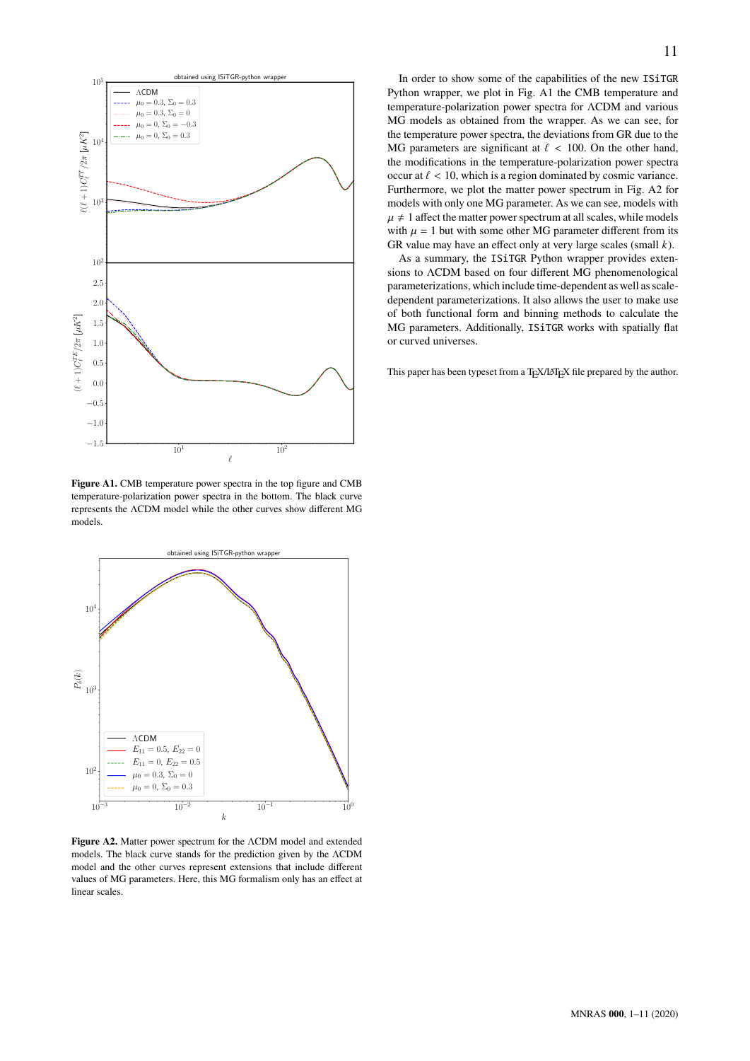obtained using ISiTGR-python wrapper

$\Lambda$CDM
$\mu_0 = 0.3,\ \Sigma_0 = 0.3$
$\mu_0 = 0.3,\ \Sigma_0 = 0$
$\mu_0 = 0,\ \Sigma_0 = -0.3$
$\mu_0 = 0,\ \Sigma_0 = 0.3$

$\ell(\ell+1)C_\ell^{TT}/2\pi\ [\mu K^2]$

$(\ell+1)C_\ell^{TE}/2\pi\ [\mu K^2]$

$\ell$

**Figure A1.** CMB temperature power spectra in the top figure and CMB temperature-polarization power spectra in the bottom. The black curve represents the $\Lambda$CDM model while the other curves show different MG models.

obtained using ISiTGR-python wrapper

$\Lambda$CDM
$E_{11} = 0.5,\ E_{22} = 0$
$E_{11} = 0,\ E_{22} = 0.5$
$\mu_0 = 0.3,\ \Sigma_0 = 0$
$\mu_0 = 0,\ \Sigma_0 = 0.3$

$P_\delta(k)$

$k$

**Figure A2.** Matter power spectrum for the $\Lambda$CDM model and extended models. The black curve stands for the prediction given by the $\Lambda$CDM model and the other curves represent extensions that include different values of MG parameters. Here, this MG formalism only has an effect at linear scales.

In order to show some of the capabilities of the new ISiTGR Python wrapper, we plot in Fig. A1 the CMB temperature and temperature-polarization power spectra for $\Lambda$CDM and various MG models as obtained from the wrapper. As we can see, for the temperature power spectra, the deviations from GR due to the MG parameters are significant at $\ell < 100$. On the other hand, the modifications in the temperature-polarization power spectra occur at $\ell < 10$, which is a region dominated by cosmic variance. Furthermore, we plot the matter power spectrum in Fig. A2 for models with only one MG parameter. As we can see, models with $\mu \neq 1$ affect the matter power spectrum at all scales, while models with $\mu = 1$ but with some other MG parameter different from its GR value may have an effect only at very large scales (small $k$).

As a summary, the ISiTGR Python wrapper provides extensions to $\Lambda$CDM based on four different MG phenomenological parameterizations, which include time-dependent as well as scale-dependent parameterizations. It also allows the user to make use of both functional form and binning methods to calculate the MG parameters. Additionally, ISiTGR works with spatially flat or curved universes.

This paper has been typeset from a TEX/LATEX file prepared by the author.